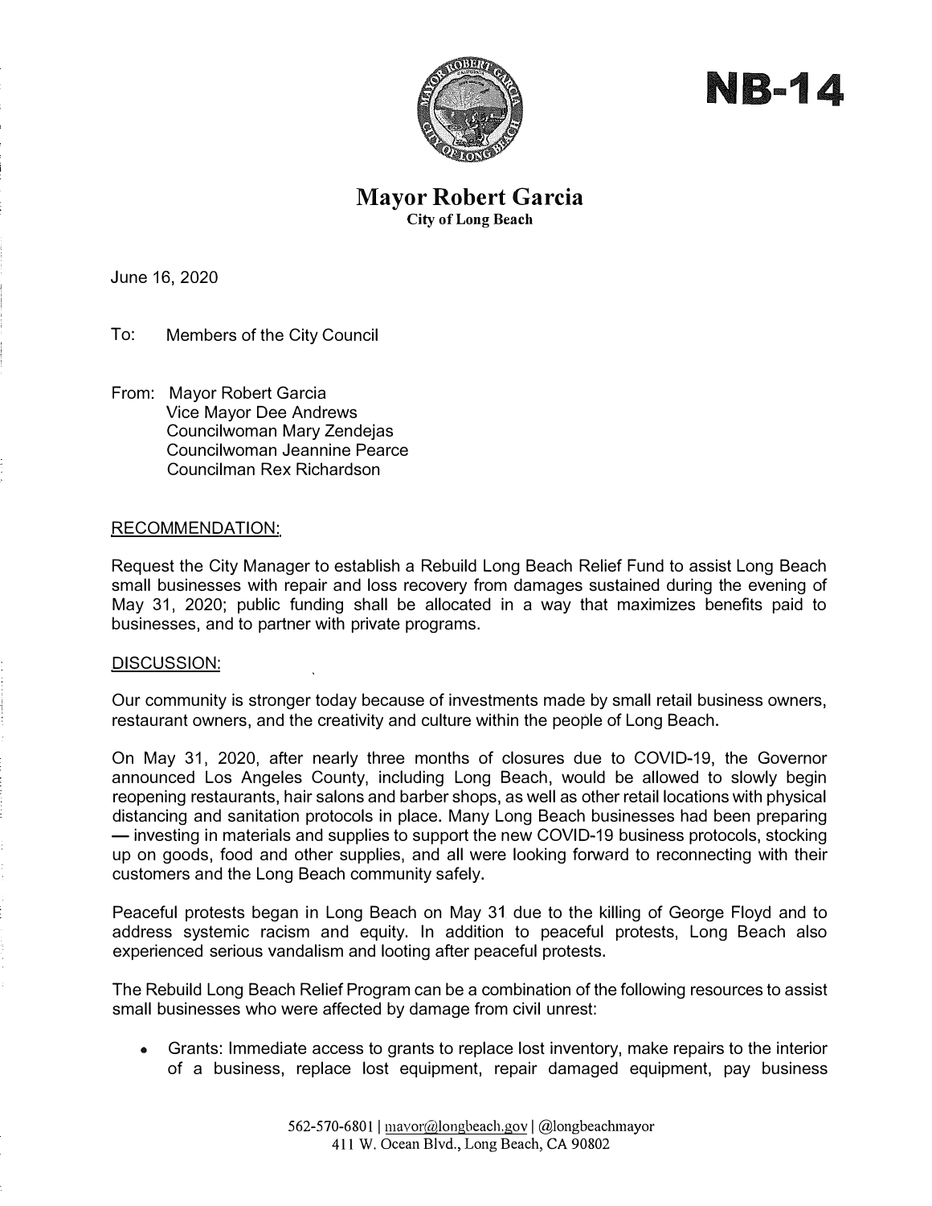# NB-14

## Mayor Robert Garcia

**City of Long Beach**

June 16, 2020

To: Members of the City Council

From: Mayor Robert Garcia
Vice Mayor Dee Andrews
Councilwoman Mary Zendejas
Councilwoman Jeannine Pearce
Councilman Rex Richardson

RECOMMENDATION:

Request the City Manager to establish a Rebuild Long Beach Relief Fund to assist Long Beach small businesses with repair and loss recovery from damages sustained during the evening of May 31, 2020; public funding shall be allocated in a way that maximizes benefits paid to businesses, and to partner with private programs.

DISCUSSION:

Our community is stronger today because of investments made by small retail business owners, restaurant owners, and the creativity and culture within the people of Long Beach.

On May 31, 2020, after nearly three months of closures due to COVID-19, the Governor announced Los Angeles County, including Long Beach, would be allowed to slowly begin reopening restaurants, hair salons and barber shops, as well as other retail locations with physical distancing and sanitation protocols in place. Many Long Beach businesses had been preparing — investing in materials and supplies to support the new COVID-19 business protocols, stocking up on goods, food and other supplies, and all were looking forward to reconnecting with their customers and the Long Beach community safely.

Peaceful protests began in Long Beach on May 31 due to the killing of George Floyd and to address systemic racism and equity. In addition to peaceful protests, Long Beach also experienced serious vandalism and looting after peaceful protests.

The Rebuild Long Beach Relief Program can be a combination of the following resources to assist small businesses who were affected by damage from civil unrest:

- Grants: Immediate access to grants to replace lost inventory, make repairs to the interior of a business, replace lost equipment, repair damaged equipment, pay business

562-570-6801 | mavor@longbeach.gov | @longbeachmayor
411 W. Ocean Blvd., Long Beach, CA 90802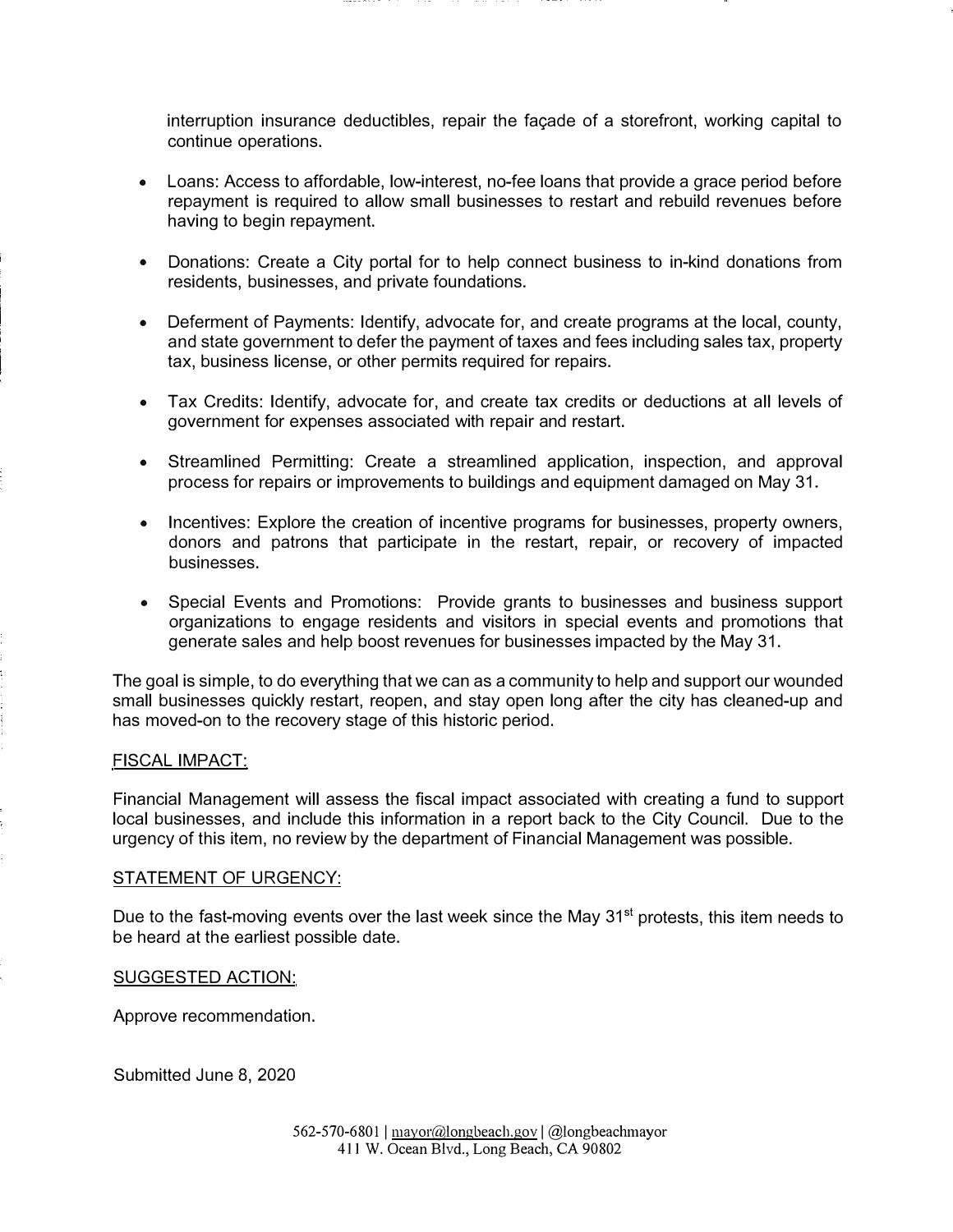interruption insurance deductibles, repair the façade of a storefront, working capital to continue operations.

- Loans: Access to affordable, low-interest, no-fee loans that provide a grace period before repayment is required to allow small businesses to restart and rebuild revenues before having to begin repayment.

- Donations: Create a City portal for to help connect business to in-kind donations from residents, businesses, and private foundations.

- Deferment of Payments: Identify, advocate for, and create programs at the local, county, and state government to defer the payment of taxes and fees including sales tax, property tax, business license, or other permits required for repairs.

- Tax Credits: Identify, advocate for, and create tax credits or deductions at all levels of government for expenses associated with repair and restart.

- Streamlined Permitting: Create a streamlined application, inspection, and approval process for repairs or improvements to buildings and equipment damaged on May 31.

- Incentives: Explore the creation of incentive programs for businesses, property owners, donors and patrons that participate in the restart, repair, or recovery of impacted businesses.

- Special Events and Promotions: Provide grants to businesses and business support organizations to engage residents and visitors in special events and promotions that generate sales and help boost revenues for businesses impacted by the May 31.

The goal is simple, to do everything that we can as a community to help and support our wounded small businesses quickly restart, reopen, and stay open long after the city has cleaned-up and has moved-on to the recovery stage of this historic period.

FISCAL IMPACT:

Financial Management will assess the fiscal impact associated with creating a fund to support local businesses, and include this information in a report back to the City Council. Due to the urgency of this item, no review by the department of Financial Management was possible.

STATEMENT OF URGENCY:

Due to the fast-moving events over the last week since the May 31st protests, this item needs to be heard at the earliest possible date.

SUGGESTED ACTION:

Approve recommendation.

Submitted June 8, 2020

562-570-6801 | mayor@longbeach.gov | @longbeachmayor
411 W. Ocean Blvd., Long Beach, CA 90802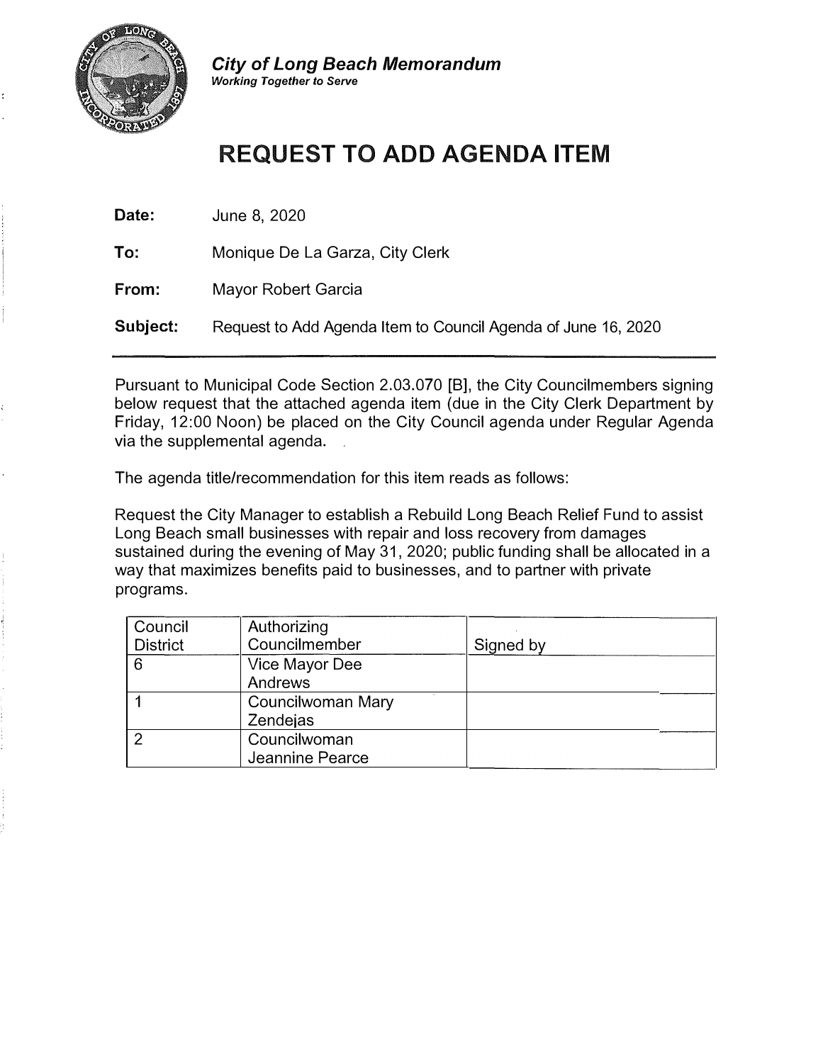*City of Long Beach Memorandum*
*Working Together to Serve*

# REQUEST TO ADD AGENDA ITEM

**Date:** June 8, 2020

**To:** Monique De La Garza, City Clerk

**From:** Mayor Robert Garcia

**Subject:** Request to Add Agenda Item to Council Agenda of June 16, 2020

---

Pursuant to Municipal Code Section 2.03.070 [B], the City Councilmembers signing below request that the attached agenda item (due in the City Clerk Department by Friday, 12:00 Noon) be placed on the City Council agenda under Regular Agenda via the supplemental agenda.

The agenda title/recommendation for this item reads as follows:

Request the City Manager to establish a Rebuild Long Beach Relief Fund to assist Long Beach small businesses with repair and loss recovery from damages sustained during the evening of May 31, 2020; public funding shall be allocated in a way that maximizes benefits paid to businesses, and to partner with private programs.

| Council District | Authorizing Councilmember | Signed by |
|---|---|---|
| 6 | Vice Mayor Dee Andrews | |
| 1 | Councilwoman Mary Zendejas | |
| 2 | Councilwoman Jeannine Pearce | |